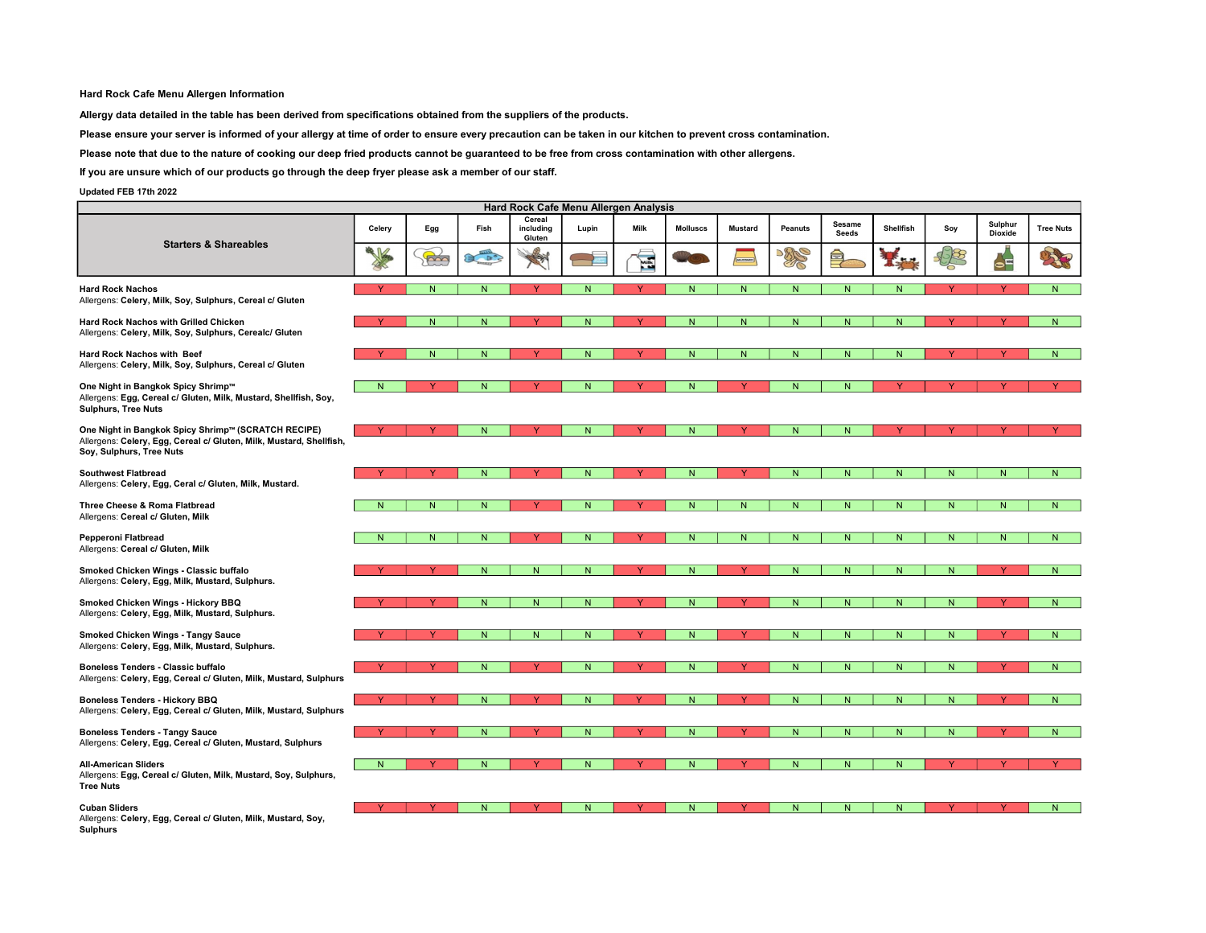**Hard Rock Cafe Menu Allergen Information**

**Allergy data detailed in the table has been derived from specifications obtained from the suppliers of the products.**

**Please ensure your server is informed of your allergy at time of order to ensure every precaution can be taken in our kitchen to prevent cross contamination.**

**Please note that due to the nature of cooking our deep fried products cannot be guaranteed to be free from cross contamination with other allergens.**

**If you are unsure which of our products go through the deep fryer please ask a member of our staff.**

**Updated FEB 17th 2022**

**Hard Rock Cafe Menu Allergen Analysis**

| Starters & Shareables | Celery | Egg | Fish | Cereal including Gluten | Lupin | Milk | Molluscs | Mustard | Peanuts | Sesame Seeds | Shellfish | Soy | Sulphur Dioxide | Tree Nuts |
|---|---|---|---|---|---|---|---|---|---|---|---|---|---|---|
| **Hard Rock Nachos**<br>Allergens: **Celery, Milk, Soy, Sulphurs, Cereal c/ Gluten** | Y | N | N | Y | N | Y | N | N | N | N | N | Y | Y | N |
| **Hard Rock Nachos with Grilled Chicken**<br>Allergens: **Celery, Milk, Soy, Sulphurs, Cerealc/ Gluten** | Y | N | N | Y | N | Y | N | N | N | N | N | Y | Y | N |
| **Hard Rock Nachos with Beef**<br>Allergens: **Celery, Milk, Soy, Sulphurs, Cereal c/ Gluten** | Y | N | N | Y | N | Y | N | N | N | N | N | Y | Y | N |
| **One Night in Bangkok Spicy Shrimp™**<br>Allergens: **Egg, Cereal c/ Gluten, Milk, Mustard, Shellfish, Soy, Sulphurs, Tree Nuts** | N | Y | N | Y | N | Y | N | Y | N | N | Y | Y | Y | Y |
| **One Night in Bangkok Spicy Shrimp™ (SCRATCH RECIPE)**<br>Allergens: **Celery, Egg, Cereal c/ Gluten, Milk, Mustard, Shellfish, Soy, Sulphurs, Tree Nuts** | Y | Y | N | Y | N | Y | N | Y | N | N | Y | Y | Y | Y |
| **Southwest Flatbread**<br>Allergens: **Celery, Egg, Ceral c/ Gluten, Milk, Mustard.** | Y | Y | N | Y | N | Y | N | Y | N | N | N | N | N | N |
| **Three Cheese & Roma Flatbread**<br>Allergens: **Cereal c/ Gluten, Milk** | N | N | N | Y | N | Y | N | N | N | N | N | N | N | N |
| **Pepperoni Flatbread**<br>Allergens: **Cereal c/ Gluten, Milk** | N | N | N | Y | N | Y | N | N | N | N | N | N | N | N |
| **Smoked Chicken Wings - Classic buffalo**<br>Allergens: **Celery, Egg, Milk, Mustard, Sulphurs.** | Y | Y | N | N | N | Y | N | Y | N | N | N | N | Y | N |
| **Smoked Chicken Wings - Hickory BBQ**<br>Allergens: **Celery, Egg, Milk, Mustard, Sulphurs.** | Y | Y | N | N | N | Y | N | Y | N | N | N | N | Y | N |
| **Smoked Chicken Wings - Tangy Sauce**<br>Allergens: **Celery, Egg, Milk, Mustard, Sulphurs.** | Y | Y | N | N | N | Y | N | Y | N | N | N | N | Y | N |
| **Boneless Tenders - Classic buffalo**<br>Allergens: **Celery, Egg, Cereal c/ Gluten, Milk, Mustard, Sulphurs** | Y | Y | N | Y | N | Y | N | Y | N | N | N | N | Y | N |
| **Boneless Tenders - Hickory BBQ**<br>Allergens: **Celery, Egg, Cereal c/ Gluten, Milk, Mustard, Sulphurs** | Y | Y | N | Y | N | Y | N | Y | N | N | N | N | Y | N |
| **Boneless Tenders - Tangy Sauce**<br>Allergens: **Celery, Egg, Cereal c/ Gluten, Mustard, Sulphurs** | Y | Y | N | Y | N | Y | N | Y | N | N | N | N | Y | N |
| **All-American Sliders**<br>Allergens: **Egg, Cereal c/ Gluten, Milk, Mustard, Soy, Sulphurs, Tree Nuts** | N | Y | N | Y | N | Y | N | Y | N | N | N | Y | Y | Y |
| **Cuban Sliders**<br>Allergens: **Celery, Egg, Cereal c/ Gluten, Milk, Mustard, Soy, Sulphurs** | Y | Y | N | Y | N | Y | N | Y | N | N | N | Y | Y | N |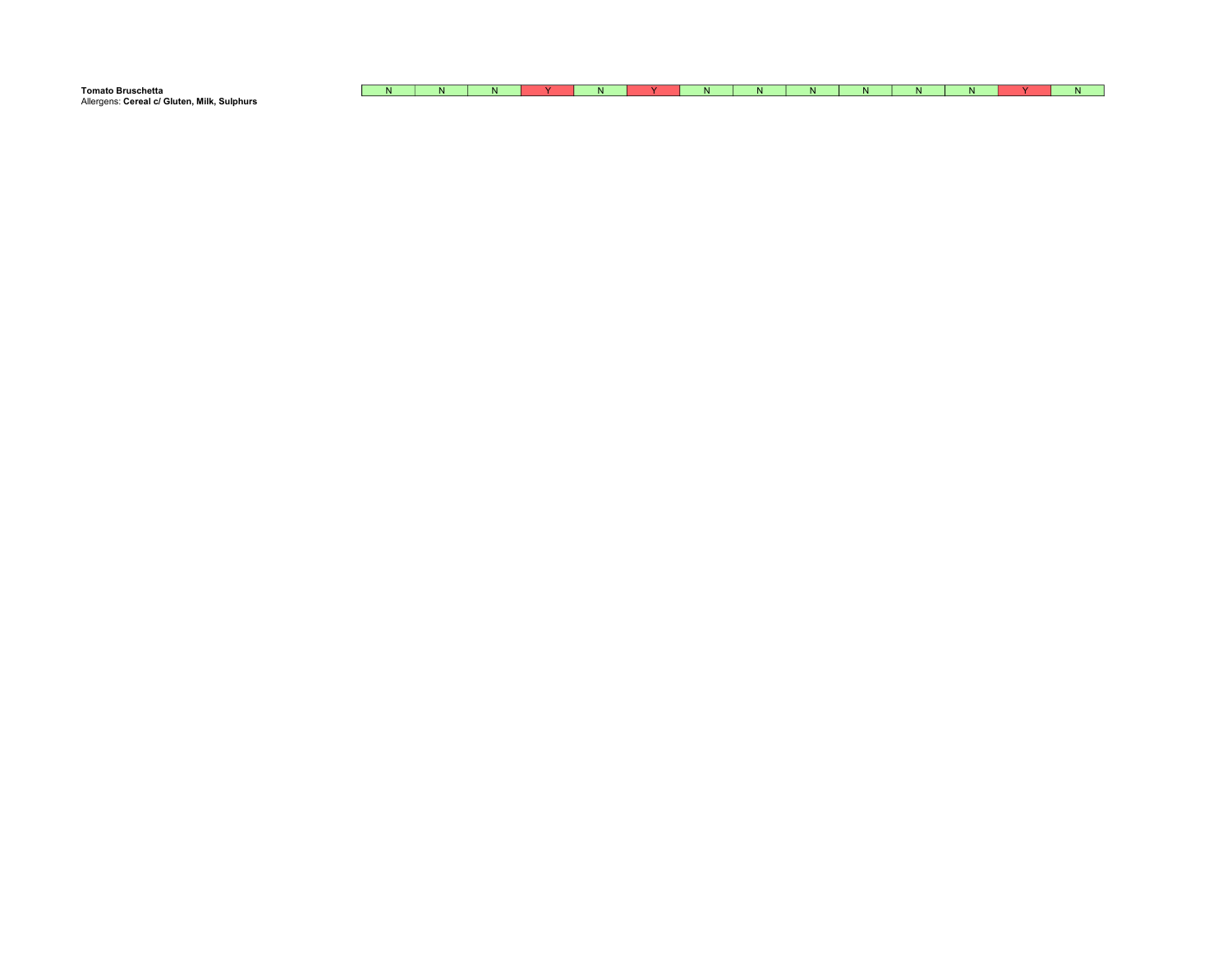**Tomato Bruschetta**
Allergens: **Cereal c/ Gluten, Milk, Sulphurs**

| | | | | | | | | | | | | | |
|---|---|---|---|---|---|---|---|---|---|---|---|---|---|
| N | N | N | Y | N | Y | N | N | N | N | N | N | Y | N |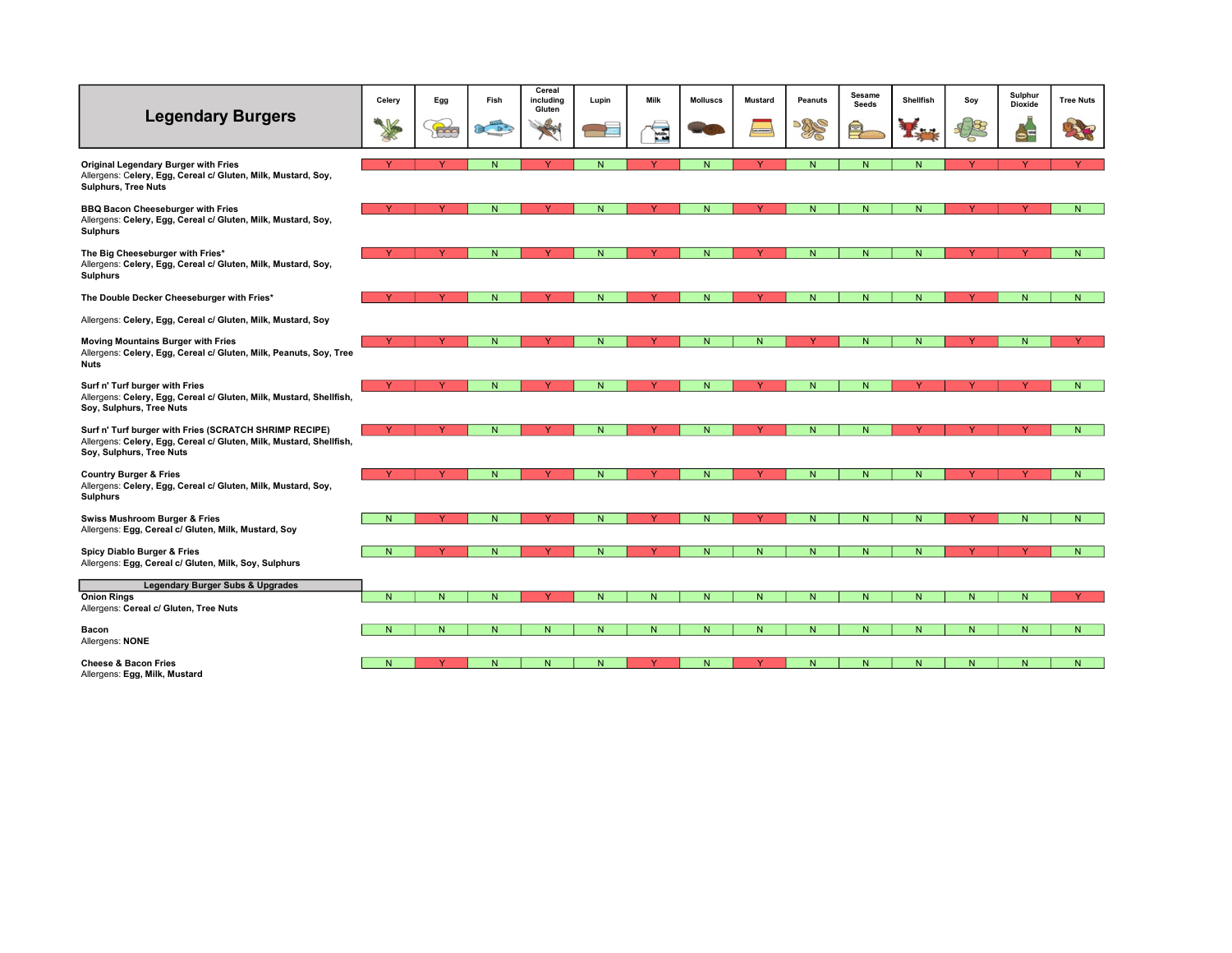| Legendary Burgers | Celery | Egg | Fish | Cereal including Gluten | Lupin | Milk | Molluscs | Mustard | Peanuts | Sesame Seeds | Shellfish | Soy | Sulphur Dioxide | Tree Nuts |
|---|---|---|---|---|---|---|---|---|---|---|---|---|---|---|
| **Original Legendary Burger with Fries**<br>Allergens: **Celery, Egg, Cereal c/ Gluten, Milk, Mustard, Soy, Sulphurs, Tree Nuts** | Y | Y | N | Y | N | Y | N | Y | N | N | N | Y | Y | Y |
| **BBQ Bacon Cheeseburger with Fries**<br>Allergens: **Celery, Egg, Cereal c/ Gluten, Milk, Mustard, Soy, Sulphurs** | Y | Y | N | Y | N | Y | N | Y | N | N | N | Y | Y | N |
| **The Big Cheeseburger with Fries***<br>Allergens: **Celery, Egg, Cereal c/ Gluten, Milk, Mustard, Soy, Sulphurs** | Y | Y | N | Y | N | Y | N | Y | N | N | N | Y | Y | N |
| **The Double Decker Cheeseburger with Fries***<br>Allergens: **Celery, Egg, Cereal c/ Gluten, Milk, Mustard, Soy** | Y | Y | N | Y | N | Y | N | Y | N | N | N | Y | N | N |
| **Moving Mountains Burger with Fries**<br>Allergens: **Celery, Egg, Cereal c/ Gluten, Milk, Peanuts, Soy, Tree Nuts** | Y | Y | N | Y | N | Y | N | N | Y | N | N | Y | N | Y |
| **Surf n' Turf burger with Fries**<br>Allergens: **Celery, Egg, Cereal c/ Gluten, Milk, Mustard, Shellfish, Soy, Sulphurs, Tree Nuts** | Y | Y | N | Y | N | Y | N | Y | N | N | Y | Y | Y | N |
| **Surf n' Turf burger with Fries (SCRATCH SHRIMP RECIPE)**<br>Allergens: **Celery, Egg, Cereal c/ Gluten, Milk, Mustard, Shellfish, Soy, Sulphurs, Tree Nuts** | Y | Y | N | Y | N | Y | N | Y | N | N | Y | Y | Y | N |
| **Country Burger & Fries**<br>Allergens: **Celery, Egg, Cereal c/ Gluten, Milk, Mustard, Soy, Sulphurs** | Y | Y | N | Y | N | Y | N | Y | N | N | N | Y | Y | N |
| **Swiss Mushroom Burger & Fries**<br>Allergens: **Egg, Cereal c/ Gluten, Milk, Mustard, Soy** | N | Y | N | Y | N | Y | N | Y | N | N | N | Y | N | N |
| **Spicy Diablo Burger & Fries**<br>Allergens: **Egg, Cereal c/ Gluten, Milk, Soy, Sulphurs** | N | Y | N | Y | N | Y | N | N | N | N | N | Y | Y | N |
| **Legendary Burger Subs & Upgrades** | | | | | | | | | | | | | | |
| **Onion Rings**<br>Allergens: **Cereal c/ Gluten, Tree Nuts** | N | N | N | Y | N | N | N | N | N | N | N | N | N | Y |
| **Bacon**<br>Allergens: **NONE** | N | N | N | N | N | N | N | N | N | N | N | N | N | N |
| **Cheese & Bacon Fries**<br>Allergens: **Egg, Milk, Mustard** | N | Y | N | N | N | Y | N | Y | N | N | N | N | N | N |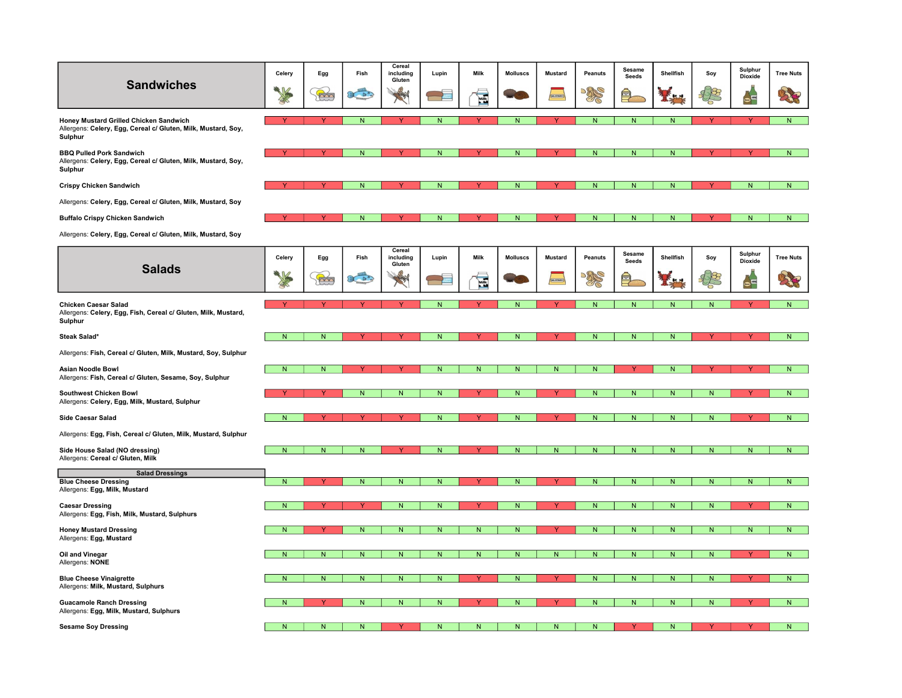## Sandwiches

| Sandwiches | Celery | Egg | Fish | Cereal including Gluten | Lupin | Milk | Molluscs | Mustard | Peanuts | Sesame Seeds | Shellfish | Soy | Sulphur Dioxide | Tree Nuts |
|---|---|---|---|---|---|---|---|---|---|---|---|---|---|---|
| **Honey Mustard Grilled Chicken Sandwich**<br>Allergens: **Celery, Egg, Cereal c/ Gluten, Milk, Mustard, Soy, Sulphur** | Y | Y | N | Y | N | Y | N | Y | N | N | N | Y | Y | N |
| **BBQ Pulled Pork Sandwich**<br>Allergens: **Celery, Egg, Cereal c/ Gluten, Milk, Mustard, Soy, Sulphur** | Y | Y | N | Y | N | Y | N | Y | N | N | N | Y | Y | N |
| **Crispy Chicken Sandwich**<br>Allergens: **Celery, Egg, Cereal c/ Gluten, Milk, Mustard, Soy** | Y | Y | N | Y | N | Y | N | Y | N | N | N | Y | N | N |
| **Buffalo Crispy Chicken Sandwich**<br>Allergens: **Celery, Egg, Cereal c/ Gluten, Milk, Mustard, Soy** | Y | Y | N | Y | N | Y | N | Y | N | N | N | Y | N | N |

## Salads

| Salads | Celery | Egg | Fish | Cereal including Gluten | Lupin | Milk | Molluscs | Mustard | Peanuts | Sesame Seeds | Shellfish | Soy | Sulphur Dioxide | Tree Nuts |
|---|---|---|---|---|---|---|---|---|---|---|---|---|---|---|
| **Chicken Caesar Salad**<br>Allergens: **Celery, Egg, Fish, Cereal c/ Gluten, Milk, Mustard, Sulphur** | Y | Y | Y | Y | N | Y | N | Y | N | N | N | N | Y | N |
| **Steak Salad***<br>Allergens: **Fish, Cereal c/ Gluten, Milk, Mustard, Soy, Sulphur** | N | N | Y | Y | N | Y | N | Y | N | N | N | Y | Y | N |
| **Asian Noodle Bowl**<br>Allergens: **Fish, Cereal c/ Gluten, Sesame, Soy, Sulphur** | N | N | Y | Y | N | N | N | N | N | Y | N | Y | Y | N |
| **Southwest Chicken Bowl**<br>Allergens: **Celery, Egg, Milk, Mustard, Sulphur** | Y | Y | N | N | N | Y | N | Y | N | N | N | N | Y | N |
| **Side Caesar Salad**<br>Allergens: **Egg, Fish, Cereal c/ Gluten, Milk, Mustard, Sulphur** | N | Y | Y | Y | N | Y | N | Y | N | N | N | N | Y | N |
| **Side House Salad (NO dressing)**<br>Allergens: **Cereal c/ Gluten, Milk** | N | N | N | Y | N | Y | N | N | N | N | N | N | N | N |
| **Salad Dressings** | | | | | | | | | | | | | | |
| **Blue Cheese Dressing**<br>Allergens: **Egg, Milk, Mustard** | N | Y | N | N | N | Y | N | Y | N | N | N | N | N | N |
| **Caesar Dressing**<br>Allergens: **Egg, Fish, Milk, Mustard, Sulphurs** | N | Y | Y | N | N | Y | N | Y | N | N | N | N | Y | N |
| **Honey Mustard Dressing**<br>Allergens: **Egg, Mustard** | N | Y | N | N | N | N | N | Y | N | N | N | N | N | N |
| **Oil and Vinegar**<br>Allergens: **NONE** | N | N | N | N | N | N | N | N | N | N | N | N | Y | N |
| **Blue Cheese Vinaigrette**<br>Allergens: **Milk, Mustard, Sulphurs** | N | N | N | N | N | Y | N | Y | N | N | N | N | Y | N |
| **Guacamole Ranch Dressing**<br>Allergens: **Egg, Milk, Mustard, Sulphurs** | N | Y | N | N | N | Y | N | Y | N | N | N | N | Y | N |
| **Sesame Soy Dressing** | N | N | N | Y | N | N | N | N | N | Y | N | Y | Y | N |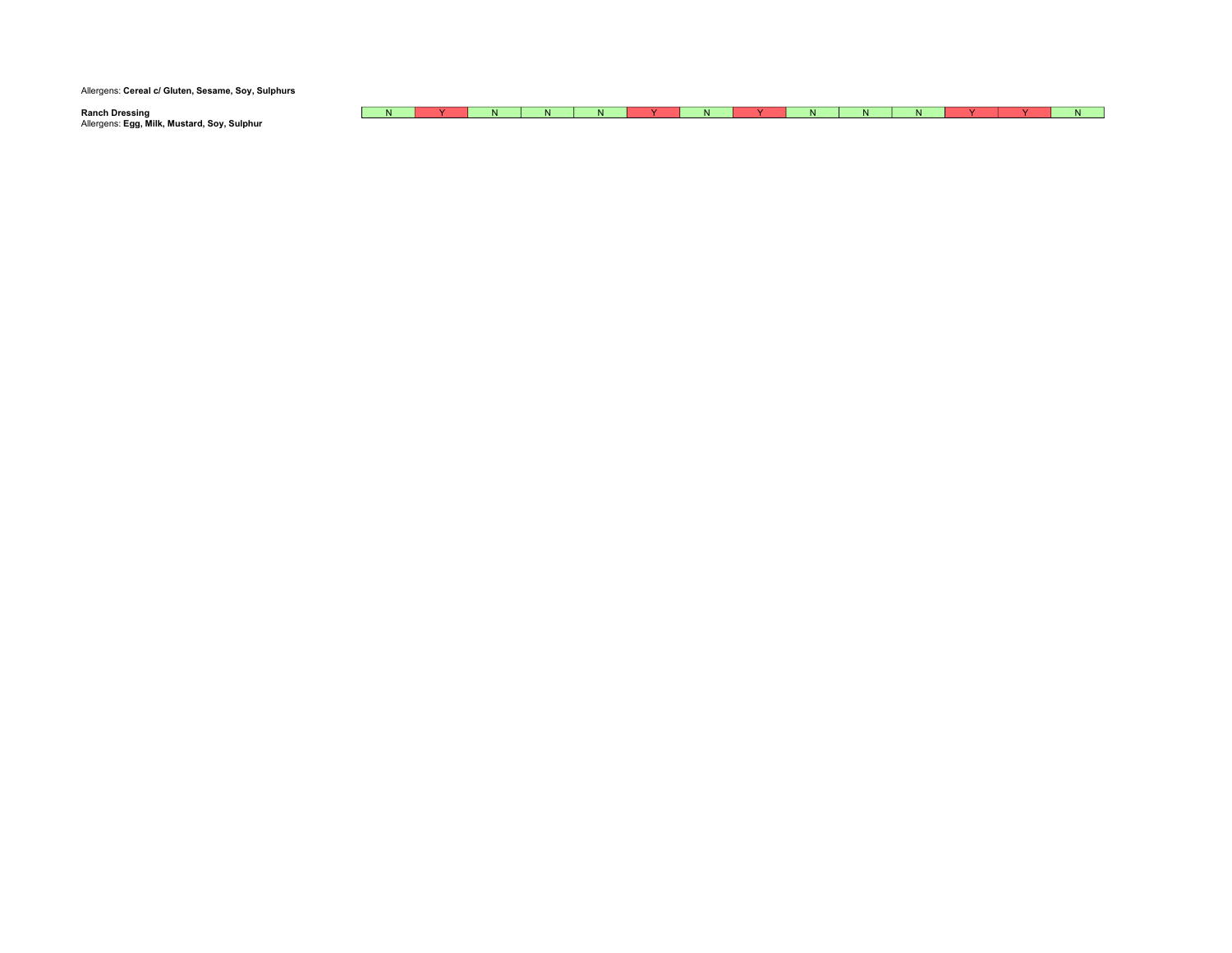Allergens: **Cereal c/ Gluten, Sesame, Soy, Sulphurs**

| | | | | | | | | | | | | | | |
|---|---|---|---|---|---|---|---|---|---|---|---|---|---|---|
| **Ranch Dressing**<br>Allergens: **Egg, Milk, Mustard, Soy, Sulphur** | N | Y | N | N | N | Y | N | Y | N | N | N | Y | Y | N |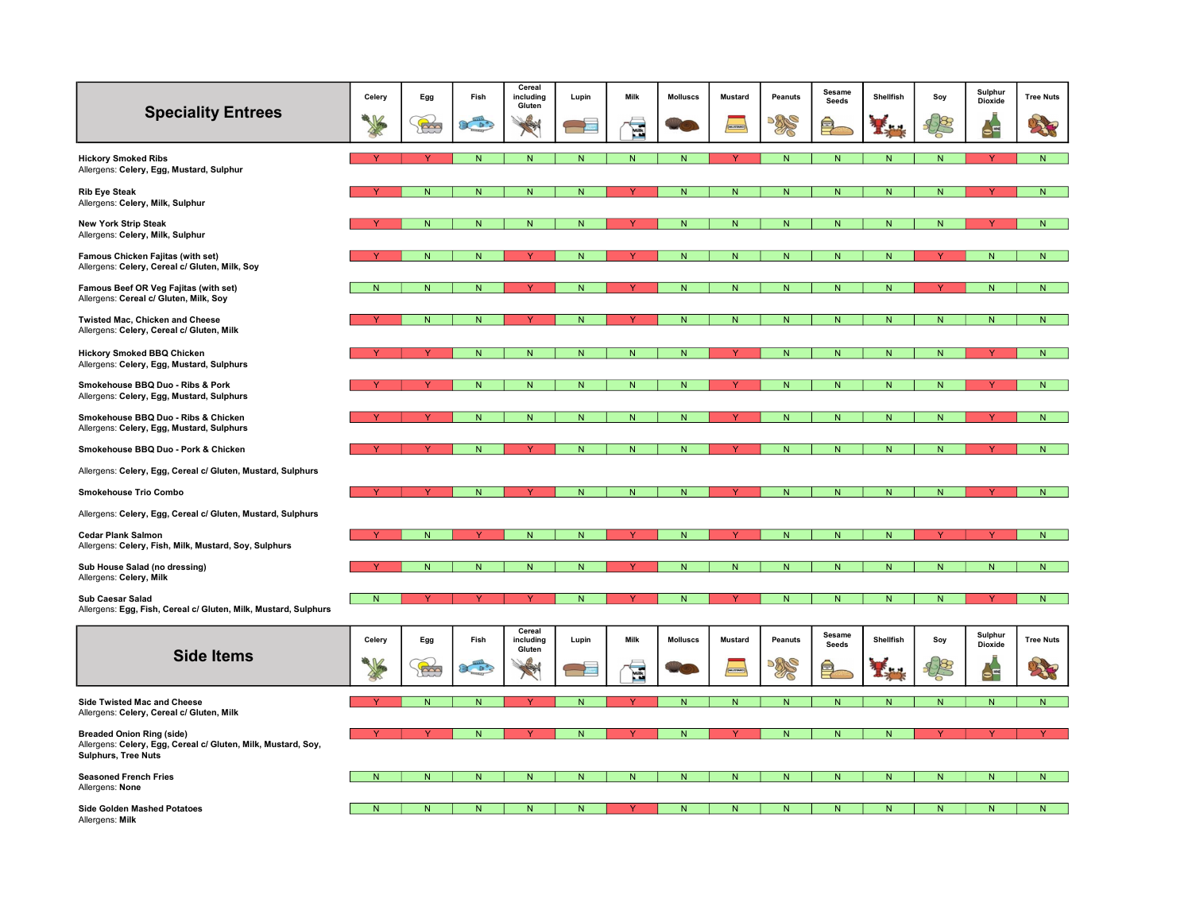## Speciality Entrees

| Speciality Entrees | Celery | Egg | Fish | Cereal including Gluten | Lupin | Milk | Molluscs | Mustard | Peanuts | Sesame Seeds | Shellfish | Soy | Sulphur Dioxide | Tree Nuts |
|---|---|---|---|---|---|---|---|---|---|---|---|---|---|---|
| **Hickory Smoked Ribs**<br>Allergens: **Celery, Egg, Mustard, Sulphur** | Y | Y | N | N | N | N | N | Y | N | N | N | N | Y | N |
| **Rib Eye Steak**<br>Allergens: **Celery, Milk, Sulphur** | Y | N | N | N | N | Y | N | N | N | N | N | N | Y | N |
| **New York Strip Steak**<br>Allergens: **Celery, Milk, Sulphur** | Y | N | N | N | N | Y | N | N | N | N | N | N | Y | N |
| **Famous Chicken Fajitas (with set)**<br>Allergens: **Celery, Cereal c/ Gluten, Milk, Soy** | Y | N | N | Y | N | Y | N | N | N | N | N | Y | N | N |
| **Famous Beef OR Veg Fajitas (with set)**<br>Allergens: **Cereal c/ Gluten, Milk, Soy** | N | N | N | Y | N | Y | N | N | N | N | N | Y | N | N |
| **Twisted Mac, Chicken and Cheese**<br>Allergens: **Celery, Cereal c/ Gluten, Milk** | Y | N | N | Y | N | Y | N | N | N | N | N | N | N | N |
| **Hickory Smoked BBQ Chicken**<br>Allergens: **Celery, Egg, Mustard, Sulphurs** | Y | Y | N | N | N | N | N | Y | N | N | N | N | Y | N |
| **Smokehouse BBQ Duo - Ribs & Pork**<br>Allergens: **Celery, Egg, Mustard, Sulphurs** | Y | Y | N | N | N | N | N | Y | N | N | N | N | Y | N |
| **Smokehouse BBQ Duo - Ribs & Chicken**<br>Allergens: **Celery, Egg, Mustard, Sulphurs** | Y | Y | N | N | N | N | N | Y | N | N | N | N | Y | N |
| **Smokehouse BBQ Duo - Pork & Chicken**<br>Allergens: **Celery, Egg, Cereal c/ Gluten, Mustard, Sulphurs** | Y | Y | N | Y | N | N | N | Y | N | N | N | N | Y | N |
| **Smokehouse Trio Combo**<br>Allergens: **Celery, Egg, Cereal c/ Gluten, Mustard, Sulphurs** | Y | Y | N | Y | N | N | N | Y | N | N | N | N | Y | N |
| **Cedar Plank Salmon**<br>Allergens: **Celery, Fish, Milk, Mustard, Soy, Sulphurs** | Y | N | Y | N | N | Y | N | Y | N | N | N | Y | Y | N |
| **Sub House Salad (no dressing)**<br>Allergens: **Celery, Milk** | Y | N | N | N | N | Y | N | N | N | N | N | N | N | N |
| **Sub Caesar Salad**<br>Allergens: **Egg, Fish, Cereal c/ Gluten, Milk, Mustard, Sulphurs** | N | Y | Y | Y | N | Y | N | Y | N | N | N | N | Y | N |

## Side Items

| Side Items | Celery | Egg | Fish | Cereal including Gluten | Lupin | Milk | Molluscs | Mustard | Peanuts | Sesame Seeds | Shellfish | Soy | Sulphur Dioxide | Tree Nuts |
|---|---|---|---|---|---|---|---|---|---|---|---|---|---|---|
| **Side Twisted Mac and Cheese**<br>Allergens: **Celery, Cereal c/ Gluten, Milk** | Y | N | N | Y | N | Y | N | N | N | N | N | N | N | N |
| **Breaded Onion Ring (side)**<br>Allergens: **Celery, Egg, Cereal c/ Gluten, Milk, Mustard, Soy, Sulphurs, Tree Nuts** | Y | Y | N | Y | N | Y | N | Y | N | N | N | Y | Y | Y |
| **Seasoned French Fries**<br>Allergens: **None** | N | N | N | N | N | N | N | N | N | N | N | N | N | N |
| **Side Golden Mashed Potatoes**<br>Allergens: **Milk** | N | N | N | N | N | Y | N | N | N | N | N | N | N | N |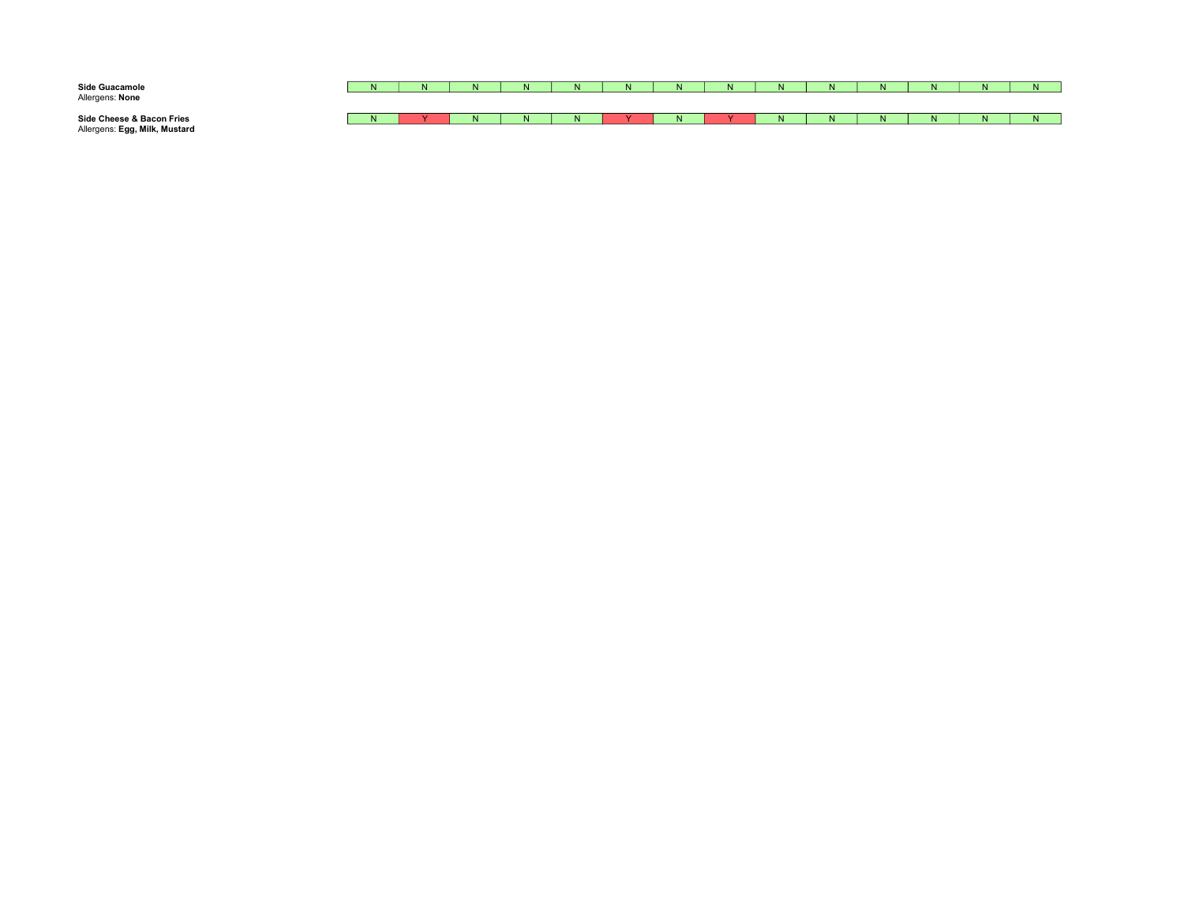| | | | | | | | | | | | | | | |
|---|---|---|---|---|---|---|---|---|---|---|---|---|---|---|
| **Side Guacamole**<br>Allergens: **None** | N | N | N | N | N | N | N | N | N | N | N | N | N | N |
| **Side Cheese & Bacon Fries**<br>Allergens: **Egg, Milk, Mustard** | N | Y | N | N | N | Y | N | Y | N | N | N | N | N | N |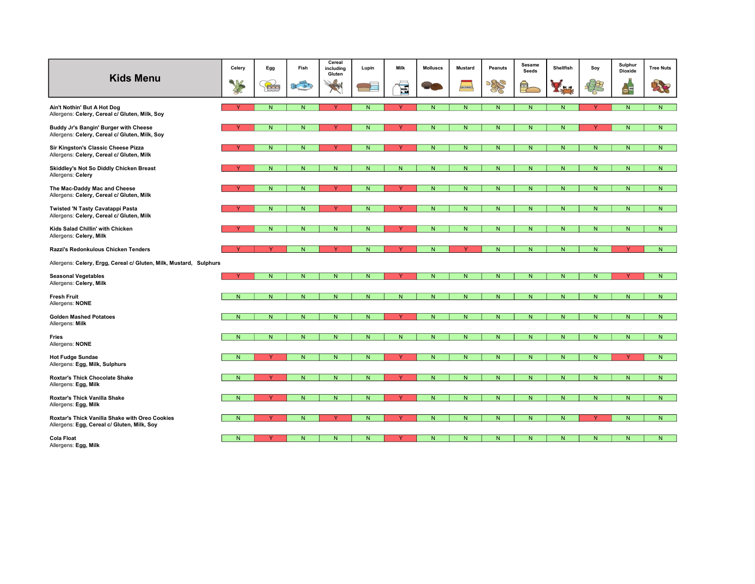## Kids Menu

| Kids Menu | Celery | Egg | Fish | Cereal including Gluten | Lupin | Milk | Molluscs | Mustard | Peanuts | Sesame Seeds | Shellfish | Soy | Sulphur Dioxide | Tree Nuts |
|---|---|---|---|---|---|---|---|---|---|---|---|---|---|---|
| **Ain't Nothin' But A Hot Dog**<br>Allergens: **Celery, Cereal c/ Gluten, Milk, Soy** | Y | N | N | Y | N | Y | N | N | N | N | N | Y | N | N |
| **Buddy Jr's Bangin' Burger with Cheese**<br>Allergens: **Celery, Cereal c/ Gluten, Milk, Soy** | Y | N | N | Y | N | Y | N | N | N | N | N | Y | N | N |
| **Sir Kingston's Classic Cheese Pizza**<br>Allergens: **Celery, Cereal c/ Gluten, Milk** | Y | N | N | Y | N | Y | N | N | N | N | N | N | N | N |
| **Skiddley's Not So Diddly Chicken Breast**<br>Allergens: **Celery** | Y | N | N | N | N | N | N | N | N | N | N | N | N | N |
| **The Mac-Daddy Mac and Cheese**<br>Allergens: **Celery, Cereal c/ Gluten, Milk** | Y | N | N | Y | N | Y | N | N | N | N | N | N | N | N |
| **Twisted 'N Tasty Cavatappi Pasta**<br>Allergens: **Celery, Cereal c/ Gluten, Milk** | Y | N | N | Y | N | Y | N | N | N | N | N | N | N | N |
| **Kids Salad Chillin' with Chicken**<br>Allergens: **Celery, Milk** | Y | N | N | N | N | Y | N | N | N | N | N | N | N | N |
| **Razzi's Redonkulous Chicken Tenders**<br>Allergens: **Celery, Ergg, Cereal c/ Gluten, Milk, Mustard, Sulphurs** | Y | Y | N | Y | N | Y | N | Y | N | N | N | N | Y | N |
| **Seasonal Vegetables**<br>Allergens: **Celery, Milk** | Y | N | N | N | N | Y | N | N | N | N | N | N | Y | N |
| **Fresh Fruit**<br>Allergens: **NONE** | N | N | N | N | N | N | N | N | N | N | N | N | N | N |
| **Golden Mashed Potatoes**<br>Allergens: **Milk** | N | N | N | N | N | Y | N | N | N | N | N | N | N | N |
| **Fries**<br>Allergens: **NONE** | N | N | N | N | N | N | N | N | N | N | N | N | N | N |
| **Hot Fudge Sundae**<br>Allergens: **Egg, Milk, Sulphurs** | N | Y | N | N | N | Y | N | N | N | N | N | N | Y | N |
| **Roxtar's Thick Chocolate Shake**<br>Allergens: **Egg, Milk** | N | Y | N | N | N | Y | N | N | N | N | N | N | N | N |
| **Roxtar's Thick Vanilla Shake**<br>Allergens: **Egg, Milk** | N | Y | N | N | N | Y | N | N | N | N | N | N | N | N |
| **Roxtar's Thick Vanilla Shake with Oreo Cookies**<br>Allergens: **Egg, Cereal c/ Gluten, Milk, Soy** | N | Y | N | Y | N | Y | N | N | N | N | N | Y | N | N |
| **Cola Float**<br>Allergens: **Egg, Milk** | N | Y | N | N | N | Y | N | N | N | N | N | N | N | N |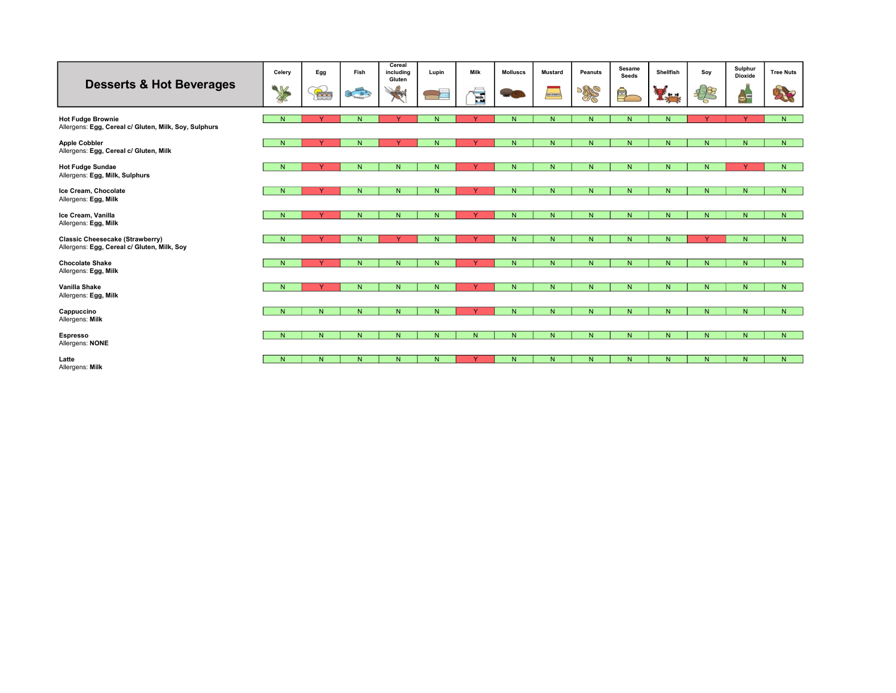| Desserts & Hot Beverages | Celery | Egg | Fish | Cereal including Gluten | Lupin | Milk | Molluscs | Mustard | Peanuts | Sesame Seeds | Shellfish | Soy | Sulphur Dioxide | Tree Nuts |
|---|---|---|---|---|---|---|---|---|---|---|---|---|---|---|
| **Hot Fudge Brownie**<br>Allergens: **Egg, Cereal c/ Gluten, Milk, Soy, Sulphurs** | N | Y | N | Y | N | Y | N | N | N | N | N | Y | Y | N |
| **Apple Cobbler**<br>Allergens: **Egg, Cereal c/ Gluten, Milk** | N | Y | N | Y | N | Y | N | N | N | N | N | N | N | N |
| **Hot Fudge Sundae**<br>Allergens: **Egg, Milk, Sulphurs** | N | Y | N | N | N | Y | N | N | N | N | N | N | Y | N |
| **Ice Cream, Chocolate**<br>Allergens: **Egg, Milk** | N | Y | N | N | N | Y | N | N | N | N | N | N | N | N |
| **Ice Cream, Vanilla**<br>Allergens: **Egg, Milk** | N | Y | N | N | N | Y | N | N | N | N | N | N | N | N |
| **Classic Cheesecake (Strawberry)**<br>Allergens: **Egg, Cereal c/ Gluten, Milk, Soy** | N | Y | N | Y | N | Y | N | N | N | N | N | Y | N | N |
| **Chocolate Shake**<br>Allergens: **Egg, Milk** | N | Y | N | N | N | Y | N | N | N | N | N | N | N | N |
| **Vanilla Shake**<br>Allergens: **Egg, Milk** | N | Y | N | N | N | Y | N | N | N | N | N | N | N | N |
| **Cappuccino**<br>Allergens: **Milk** | N | N | N | N | N | Y | N | N | N | N | N | N | N | N |
| **Espresso**<br>Allergens: **NONE** | N | N | N | N | N | N | N | N | N | N | N | N | N | N |
| **Latte**<br>Allergens: **Milk** | N | N | N | N | N | Y | N | N | N | N | N | N | N | N |